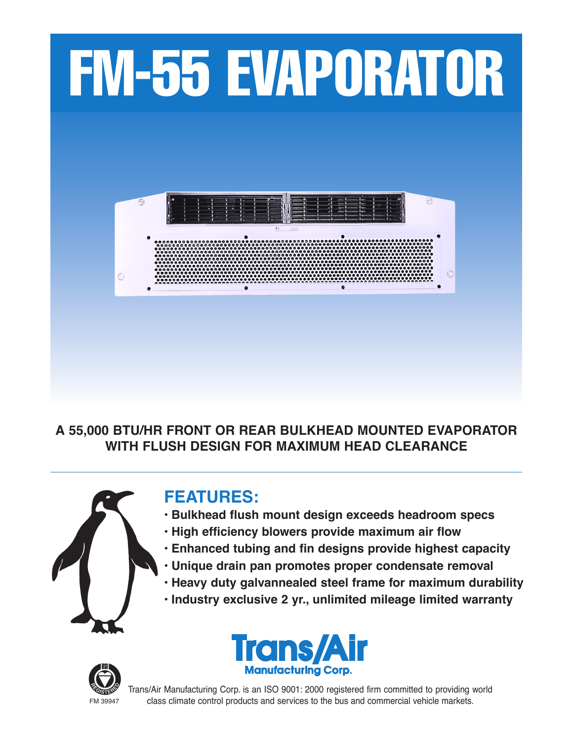# FM-55 EVAPORATOR

**A 55,000 BTU/HR FRONT OR REAR BULKHEAD MOUNTED EVAPORATOR WITH FLUSH DESIGN FOR MAXIMUM HEAD CLEARANCE**

## FEATURES:

- **Bulkhead flush mount design exceeds headroom specs**
- **High efficiency blowers provide maximum air flow**
- **Enhanced tubing and fin designs provide highest capacity**
- **Unique drain pan promotes proper condensate removal**
- **Heavy duty galvannealed steel frame for maximum durability**
- **Industry exclusive 2 yr., unlimited mileage limited warranty**

**Trans/Air**
**Manufacturing Corp.**

BSI REGISTERED
FM 39947

Trans/Air Manufacturing Corp. is an ISO 9001: 2000 registered firm committed to providing world class climate control products and services to the bus and commercial vehicle markets.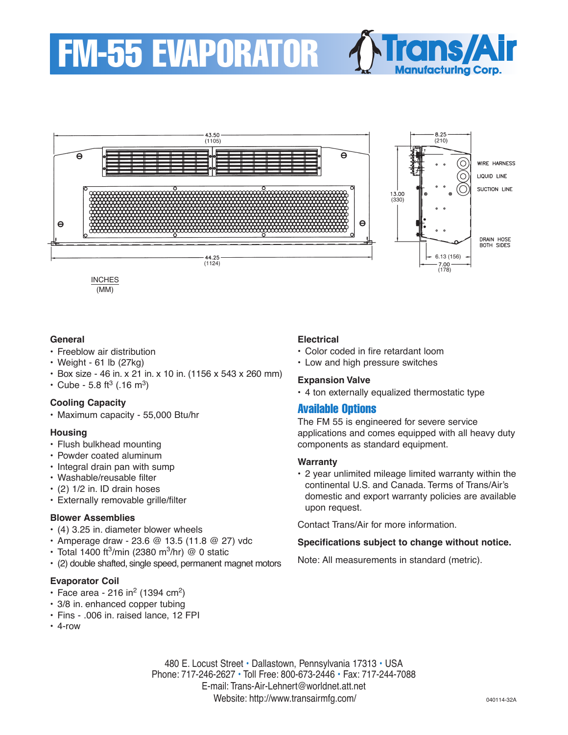# FM-55 EVAPORATOR

Trans/Air Manufacturing Corp.

43.50
(1105)

44.25
(1124)

8.25
(210)

13.00
(330)

6.13 (156)

7.00
(178)

WIRE HARNESS

LIQUID LINE

SUCTION LINE

DRAIN HOSE BOTH SIDES

INCHES
(MM)

### General

- Freeblow air distribution
- Weight - 61 lb (27kg)
- Box size - 46 in. x 21 in. x 10 in. (1156 x 543 x 260 mm)
- Cube - 5.8 ft$^3$ (.16 m$^3$)

### Cooling Capacity

- Maximum capacity - 55,000 Btu/hr

### Housing

- Flush bulkhead mounting
- Powder coated aluminum
- Integral drain pan with sump
- Washable/reusable filter
- (2) 1/2 in. ID drain hoses
- Externally removable grille/filter

### Blower Assemblies

- (4) 3.25 in. diameter blower wheels
- Amperage draw - 23.6 @ 13.5 (11.8 @ 27) vdc
- Total 1400 ft$^3$/min (2380 m$^3$/hr) @ 0 static
- (2) double shafted, single speed, permanent magnet motors

### Evaporator Coil

- Face area - 216 in$^2$ (1394 cm$^2$)
- 3/8 in. enhanced copper tubing
- Fins - .006 in. raised lance, 12 FPI
- 4-row

### Electrical

- Color coded in fire retardant loom
- Low and high pressure switches

### Expansion Valve

- 4 ton externally equalized thermostatic type

## Available Options

The FM 55 is engineered for severe service applications and comes equipped with all heavy duty components as standard equipment.

### Warranty

- 2 year unlimited mileage limited warranty within the continental U.S. and Canada. Terms of Trans/Air's domestic and export warranty policies are available upon request.

Contact Trans/Air for more information.

**Specifications subject to change without notice.**

Note: All measurements in standard (metric).

480 E. Locust Street • Dallastown, Pennsylvania 17313 • USA
Phone: 717-246-2627 • Toll Free: 800-673-2446 • Fax: 717-244-7088
E-mail: Trans-Air-Lehnert@worldnet.att.net
Website: http://www.transairmfg.com/

040114-32A